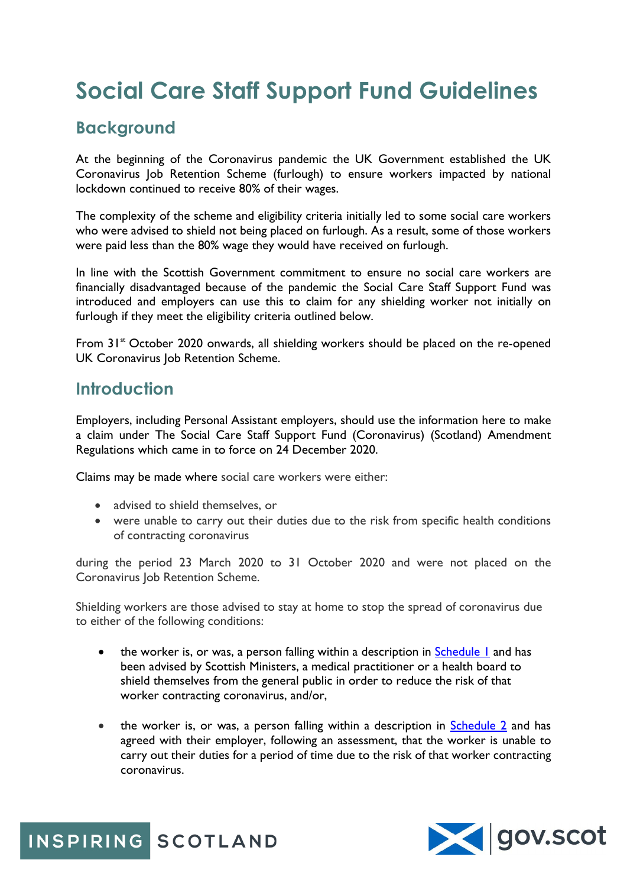# Social Care Staff Support Fund Guidelines

## Background

At the beginning of the Coronavirus pandemic the UK Government established the UK Coronavirus Job Retention Scheme (furlough) to ensure workers impacted by national lockdown continued to receive 80% of their wages.

The complexity of the scheme and eligibility criteria initially led to some social care workers who were advised to shield not being placed on furlough. As a result, some of those workers were paid less than the 80% wage they would have received on furlough.

In line with the Scottish Government commitment to ensure no social care workers are financially disadvantaged because of the pandemic the Social Care Staff Support Fund was introduced and employers can use this to claim for any shielding worker not initially on furlough if they meet the eligibility criteria outlined below.

From 31st October 2020 onwards, all shielding workers should be placed on the re-opened UK Coronavirus Job Retention Scheme.

## Introduction

Employers, including Personal Assistant employers, should use the information here to make a claim under The Social Care Staff Support Fund (Coronavirus) (Scotland) Amendment Regulations which came in to force on 24 December 2020.

Claims may be made where social care workers were either:

- advised to shield themselves, or
- were unable to carry out their duties due to the risk from specific health conditions of contracting coronavirus

during the period 23 March 2020 to 31 October 2020 and were not placed on the Coronavirus Job Retention Scheme.

Shielding workers are those advised to stay at home to stop the spread of coronavirus due to either of the following conditions:

- the worker is, or was, a person falling within a description in Schedule 1 and has been advised by Scottish Ministers, a medical practitioner or a health board to shield themselves from the general public in order to reduce the risk of that worker contracting coronavirus, and/or,
- the worker is, or was, a person falling within a description in Schedule 2 and has agreed with their employer, following an assessment, that the worker is unable to carry out their duties for a period of time due to the risk of that worker contracting coronavirus.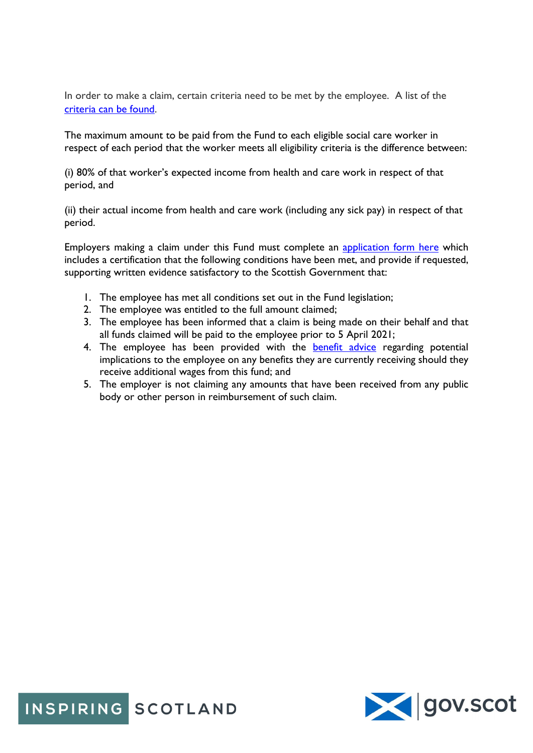In order to make a claim, certain criteria need to be met by the employee. A list of the criteria can be found.

The maximum amount to be paid from the Fund to each eligible social care worker in respect of each period that the worker meets all eligibility criteria is the difference between:

(i) 80% of that worker's expected income from health and care work in respect of that period, and

(ii) their actual income from health and care work (including any sick pay) in respect of that period.

Employers making a claim under this Fund must complete an application form here which includes a certification that the following conditions have been met, and provide if requested, supporting written evidence satisfactory to the Scottish Government that:

1. The employee has met all conditions set out in the Fund legislation;
2. The employee was entitled to the full amount claimed;
3. The employee has been informed that a claim is being made on their behalf and that all funds claimed will be paid to the employee prior to 5 April 2021;
4. The employee has been provided with the benefit advice regarding potential implications to the employee on any benefits they are currently receiving should they receive additional wages from this fund; and
5. The employer is not claiming any amounts that have been received from any public body or other person in reimbursement of such claim.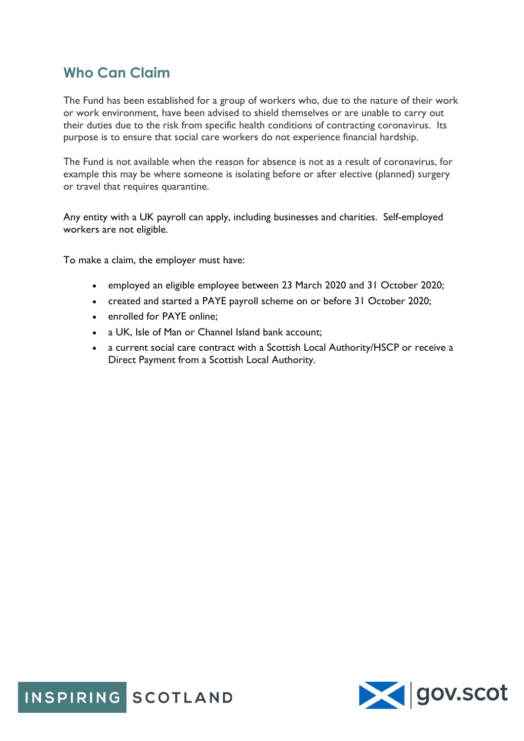## Who Can Claim

The Fund has been established for a group of workers who, due to the nature of their work or work environment, have been advised to shield themselves or are unable to carry out their duties due to the risk from specific health conditions of contracting coronavirus. Its purpose is to ensure that social care workers do not experience financial hardship.

The Fund is not available when the reason for absence is not as a result of coronavirus, for example this may be where someone is isolating before or after elective (planned) surgery or travel that requires quarantine.

Any entity with a UK payroll can apply, including businesses and charities. Self-employed workers are not eligible.

To make a claim, the employer must have:

- employed an eligible employee between 23 March 2020 and 31 October 2020;
- created and started a PAYE payroll scheme on or before 31 October 2020;
- enrolled for PAYE online;
- a UK, Isle of Man or Channel Island bank account;
- a current social care contract with a Scottish Local Authority/HSCP or receive a Direct Payment from a Scottish Local Authority.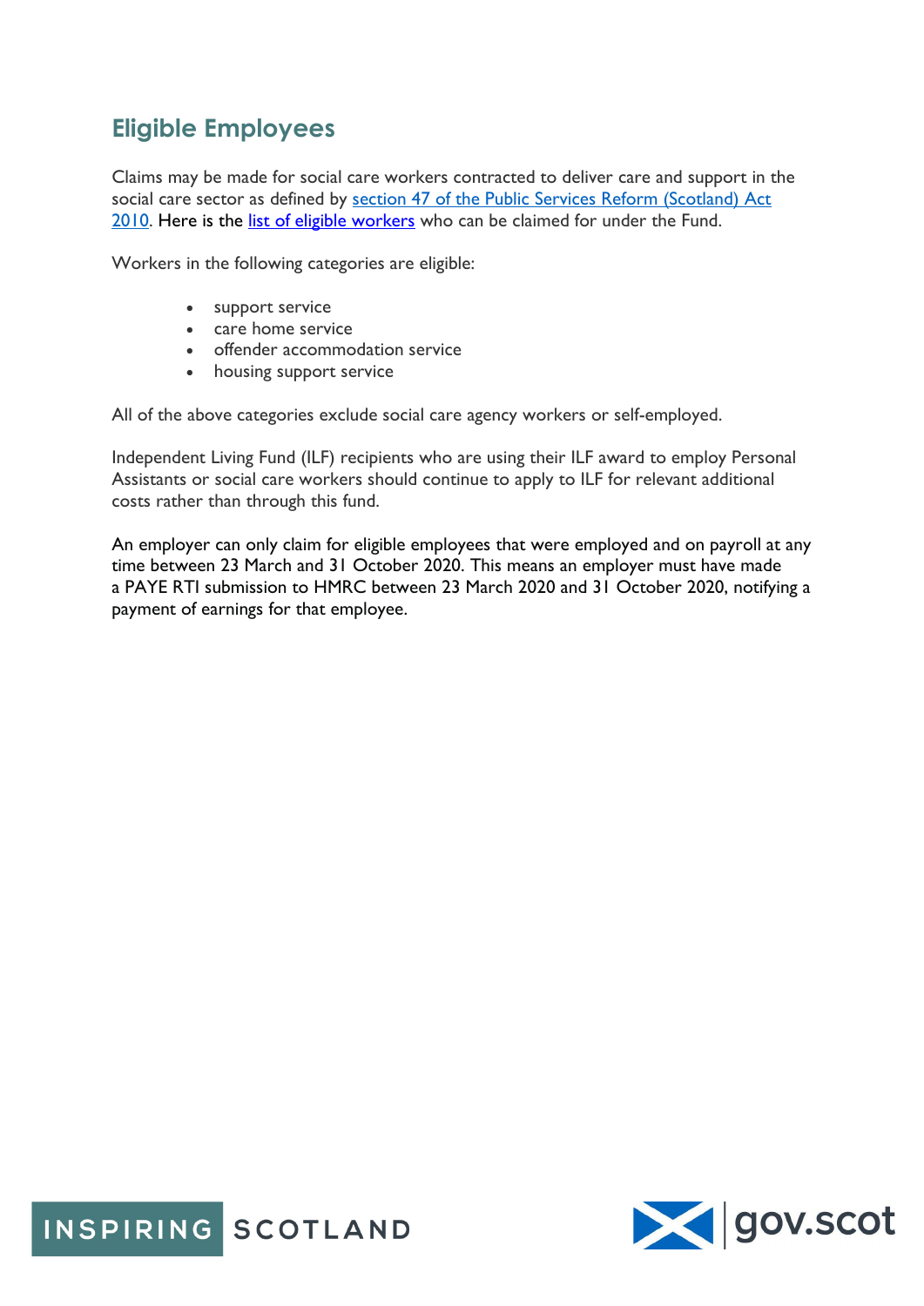## Eligible Employees

Claims may be made for social care workers contracted to deliver care and support in the social care sector as defined by section 47 of the Public Services Reform (Scotland) Act 2010. Here is the list of eligible workers who can be claimed for under the Fund.

Workers in the following categories are eligible:

- support service
- care home service
- offender accommodation service
- housing support service

All of the above categories exclude social care agency workers or self-employed.

Independent Living Fund (ILF) recipients who are using their ILF award to employ Personal Assistants or social care workers should continue to apply to ILF for relevant additional costs rather than through this fund.

An employer can only claim for eligible employees that were employed and on payroll at any time between 23 March and 31 October 2020. This means an employer must have made a PAYE RTI submission to HMRC between 23 March 2020 and 31 October 2020, notifying a payment of earnings for that employee.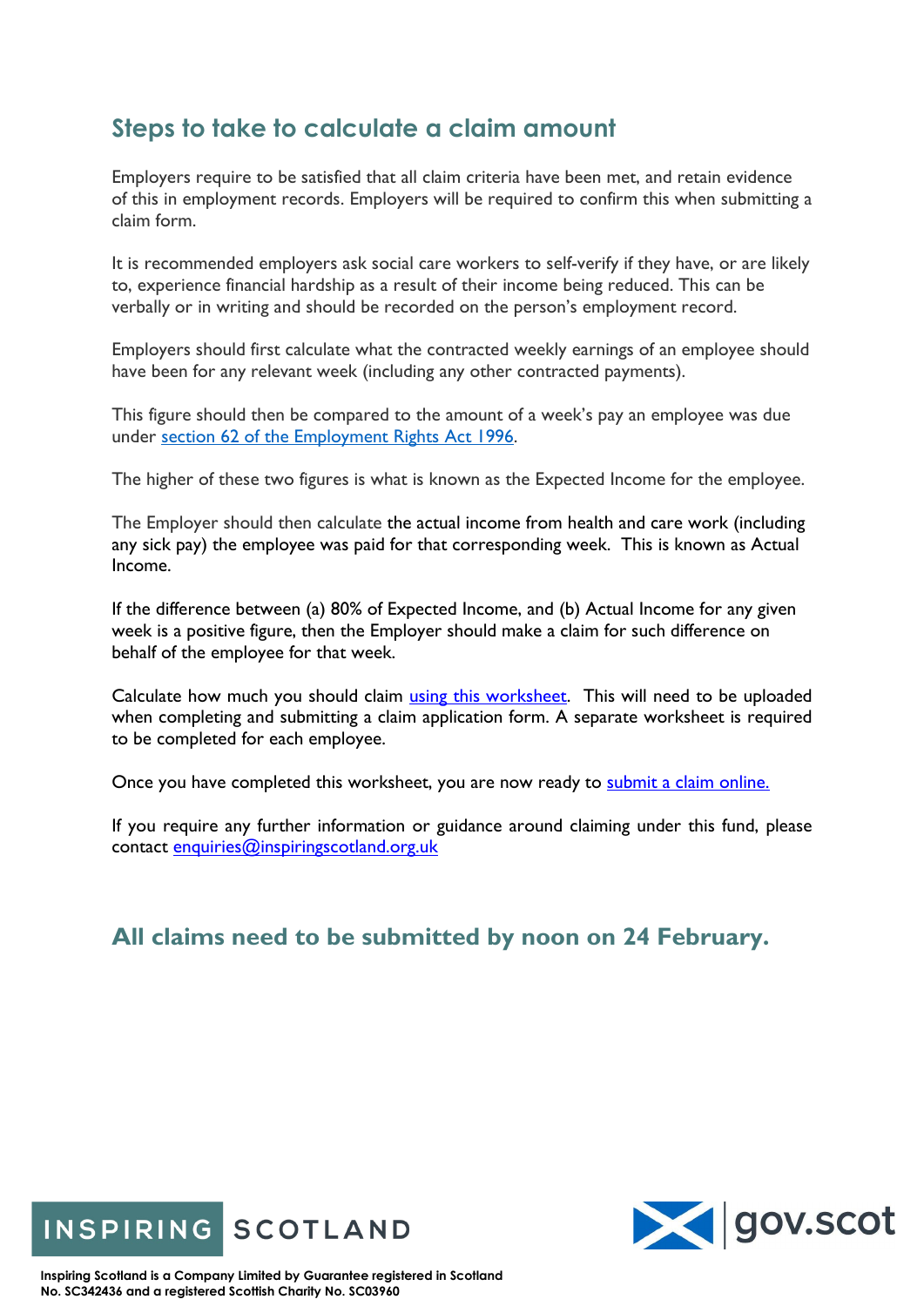## Steps to take to calculate a claim amount

Employers require to be satisfied that all claim criteria have been met, and retain evidence of this in employment records. Employers will be required to confirm this when submitting a claim form.

It is recommended employers ask social care workers to self-verify if they have, or are likely to, experience financial hardship as a result of their income being reduced. This can be verbally or in writing and should be recorded on the person's employment record.

Employers should first calculate what the contracted weekly earnings of an employee should have been for any relevant week (including any other contracted payments).

This figure should then be compared to the amount of a week's pay an employee was due under section 62 of the Employment Rights Act 1996.

The higher of these two figures is what is known as the Expected Income for the employee.

The Employer should then calculate the actual income from health and care work (including any sick pay) the employee was paid for that corresponding week. This is known as Actual Income.

If the difference between (a) 80% of Expected Income, and (b) Actual Income for any given week is a positive figure, then the Employer should make a claim for such difference on behalf of the employee for that week.

Calculate how much you should claim using this worksheet. This will need to be uploaded when completing and submitting a claim application form. A separate worksheet is required to be completed for each employee.

Once you have completed this worksheet, you are now ready to submit a claim online.

If you require any further information or guidance around claiming under this fund, please contact enquiries@inspiringscotland.org.uk

## All claims need to be submitted by noon on 24 February.

INSPIRING SCOTLAND

gov.scot

**Inspiring Scotland is a Company Limited by Guarantee registered in Scotland No. SC342436 and a registered Scottish Charity No. SC03960**